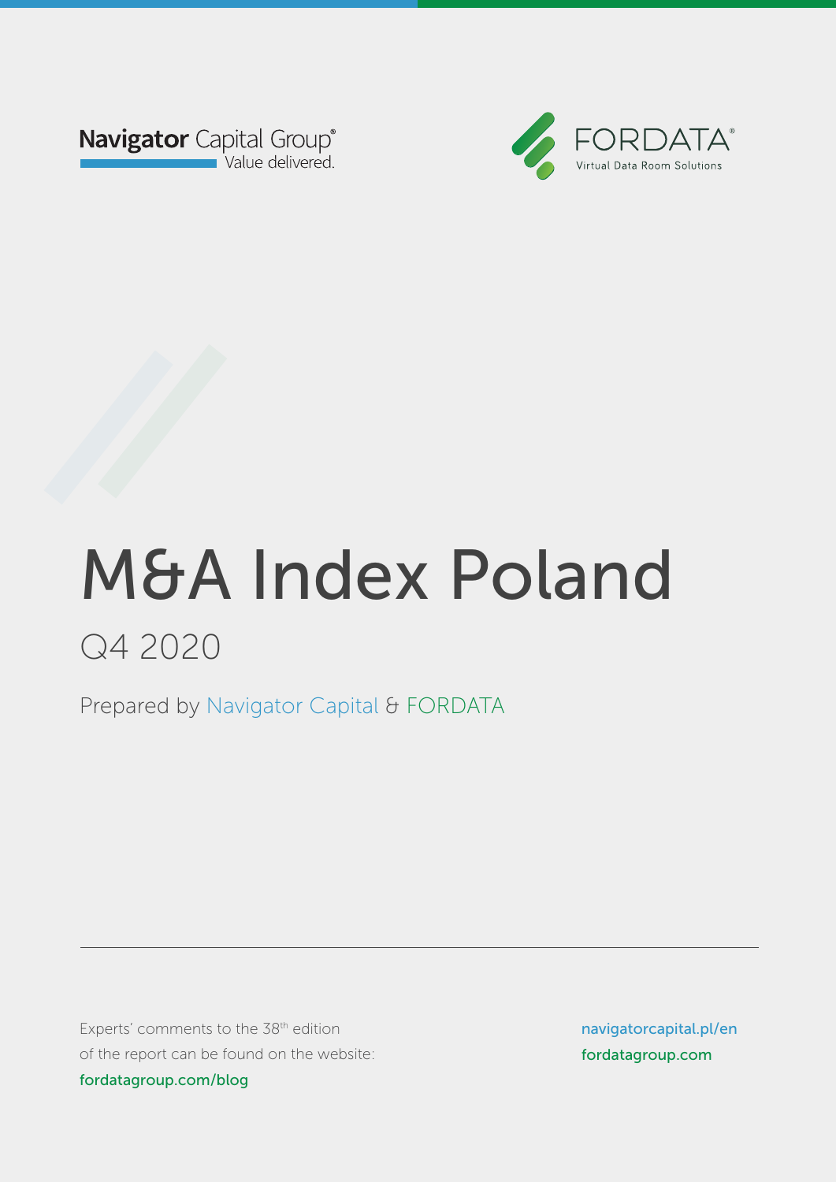Navigator Capital Group®
Value delivered.

FORDATA®
Virtual Data Room Solutions

# M&A Index Poland

## Q4 2020

Prepared by Navigator Capital & FORDATA

Experts' comments to the 38th edition of the report can be found on the website: fordatagroup.com/blog

navigatorcapital.pl/en
fordatagroup.com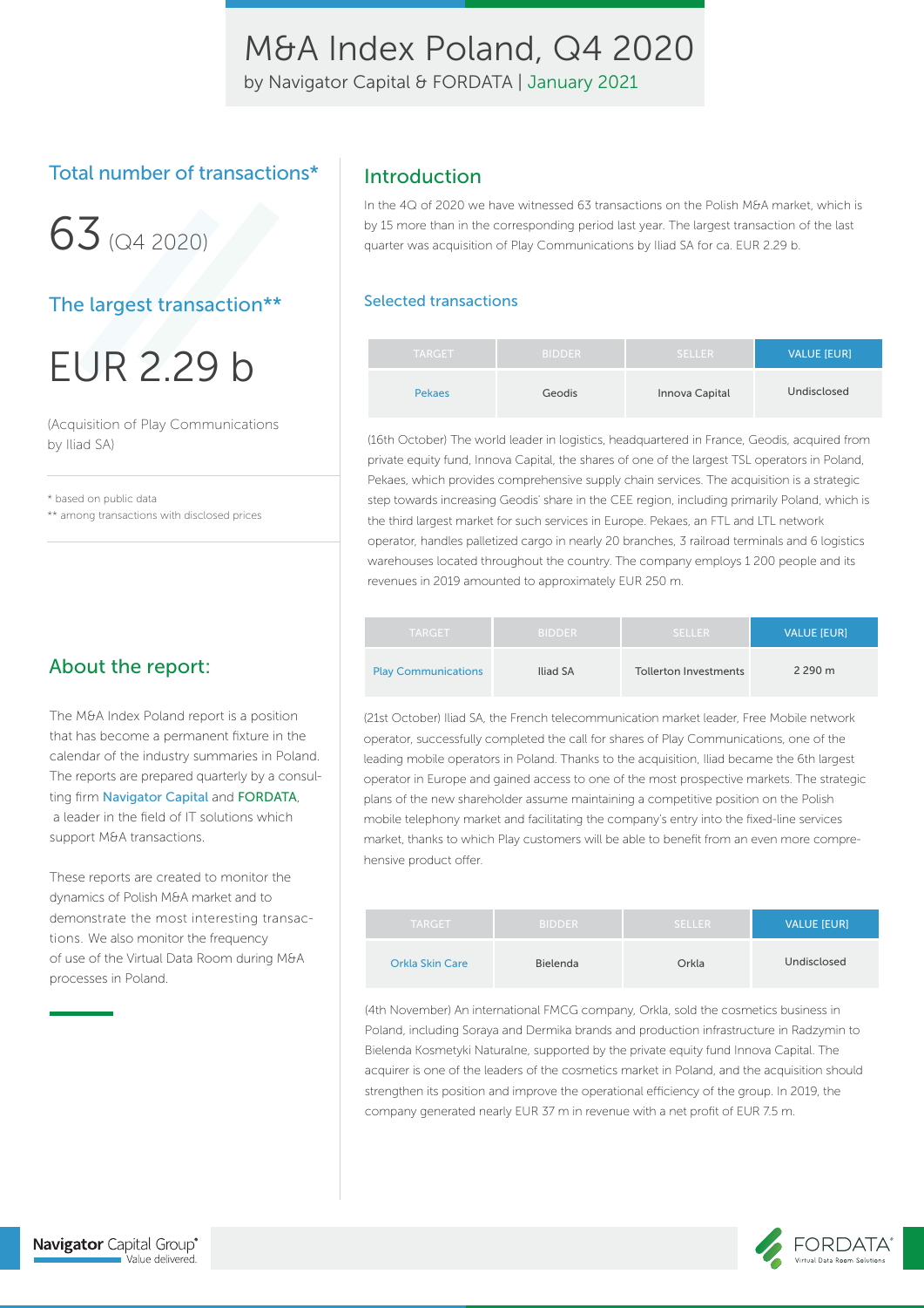# M&A Index Poland, Q4 2020

by Navigator Capital & FORDATA | January 2021

## Total number of transactions*

63 (Q4 2020)

## The largest transaction**

EUR 2.29 b

(Acquisition of Play Communications by Iliad SA)

\* based on public data

** among transactions with disclosed prices

## About the report:

The M&A Index Poland report is a position that has become a permanent fixture in the calendar of the industry summaries in Poland. The reports are prepared quarterly by a consulting firm Navigator Capital and FORDATA, a leader in the field of IT solutions which support M&A transactions.

These reports are created to monitor the dynamics of Polish M&A market and to demonstrate the most interesting transactions. We also monitor the frequency of use of the Virtual Data Room during M&A processes in Poland.

## Introduction

In the 4Q of 2020 we have witnessed 63 transactions on the Polish M&A market, which is by 15 more than in the corresponding period last year. The largest transaction of the last quarter was acquisition of Play Communications by Iliad SA for ca. EUR 2.29 b.

### Selected transactions

| TARGET | BIDDER | SELLER | VALUE [EUR] |
|---|---|---|---|
| Pekaes | Geodis | Innova Capital | Undisclosed |

(16th October) The world leader in logistics, headquartered in France, Geodis, acquired from private equity fund, Innova Capital, the shares of one of the largest TSL operators in Poland, Pekaes, which provides comprehensive supply chain services. The acquisition is a strategic step towards increasing Geodis' share in the CEE region, including primarily Poland, which is the third largest market for such services in Europe. Pekaes, an FTL and LTL network operator, handles palletized cargo in nearly 20 branches, 3 railroad terminals and 6 logistics warehouses located throughout the country. The company employs 1 200 people and its revenues in 2019 amounted to approximately EUR 250 m.

| TARGET | BIDDER | SELLER | VALUE [EUR] |
|---|---|---|---|
| Play Communications | Iliad SA | Tollerton Investments | 2 290 m |

(21st October) Iliad SA, the French telecommunication market leader, Free Mobile network operator, successfully completed the call for shares of Play Communications, one of the leading mobile operators in Poland. Thanks to the acquisition, Iliad became the 6th largest operator in Europe and gained access to one of the most prospective markets. The strategic plans of the new shareholder assume maintaining a competitive position on the Polish mobile telephony market and facilitating the company's entry into the fixed-line services market, thanks to which Play customers will be able to benefit from an even more comprehensive product offer.

| TARGET | BIDDER | SELLER | VALUE [EUR] |
|---|---|---|---|
| Orkla Skin Care | Bielenda | Orkla | Undisclosed |

(4th November) An international FMCG company, Orkla, sold the cosmetics business in Poland, including Soraya and Dermika brands and production infrastructure in Radzymin to Bielenda Kosmetyki Naturalne, supported by the private equity fund Innova Capital. The acquirer is one of the leaders of the cosmetics market in Poland, and the acquisition should strengthen its position and improve the operational efficiency of the group. In 2019, the company generated nearly EUR 37 m in revenue with a net profit of EUR 7.5 m.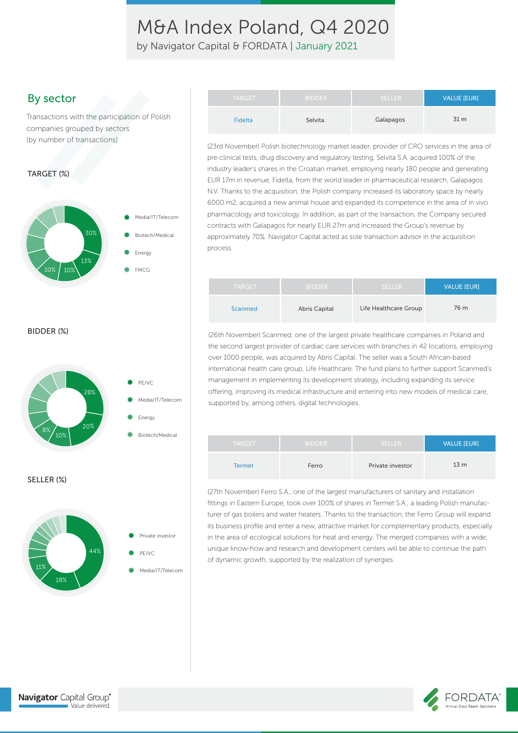# M&A Index Poland, Q4 2020

by Navigator Capital & FORDATA | January 2021

## By sector

Transactions with the participation of Polish companies grouped by sectors (by number of transactions)

TARGET (%)

- Media/IT/Telecom
- Biotech/Medical
- Energy
- FMCG

30%, 13%, 10%, 10%

BIDDER (%)

- PE/VC
- Media/IT/Telecom
- Energy
- Biotech/Medical

28%, 20%, 10%, 8%

SELLER (%)

- Private investor
- PE/VC
- Media/IT/Telecom

44%, 18%, 11%

| TARGET | BIDDER | SELLER | VALUE [EUR] |
|---|---|---|---|
| Fidelta | Selvita | Galapagos | 31 m |

(23rd November) Polish biotechnology market leader, provider of CRO services in the area of pre-clinical tests, drug discovery and regulatory testing, Selvita S.A. acquired 100% of the industry leader's shares in the Croatian market, employing nearly 180 people and generating EUR 17m in revenue, Fidelta, from the world leader in pharmaceutical research, Galapagos N.V. Thanks to the acquisition, the Polish company increased its laboratory space by nearly 6000 m2, acquired a new animal house and expanded its competence in the area of in vivo pharmacology and toxicology. In addition, as part of the transaction, the Company secured contracts with Galapagos for nearly EUR 27m and increased the Group's revenue by approximately 70%. Navigator Capital acted as sole transaction advisor in the acquisition process.

| TARGET | BIDDER | SELLER | VALUE [EUR] |
|---|---|---|---|
| Scanmed | Abris Capital | Life Healthcare Group | 76 m |

(26th November) Scanmed, one of the largest private healthcare companies in Poland and the second largest provider of cardiac care services with branches in 42 locations, employing over 1000 people, was acquired by Abris Capital. The seller was a South African-based international health care group, Life Healthcare. The fund plans to further support Scanmed's management in implementing its development strategy, including expanding its service offering, improving its medical infrastructure and entering into new models of medical care, supported by, among others, digital technologies.

| TARGET | BIDDER | SELLER | VALUE [EUR] |
|---|---|---|---|
| Termet | Ferro | Private investor | 13 m |

(27th November) Ferro S.A., one of the largest manufacturers of sanitary and installation fittings in Eastern Europe, took over 100% of shares in Termet S.A., a leading Polish manufacturer of gas boilers and water heaters. Thanks to the transaction, the Ferro Group will expand its business profile and enter a new, attractive market for complementary products, especially in the area of ecological solutions for heat and energy. The merged companies with a wide, unique know-how and research and development centers will be able to continue the path of dynamic growth, supported by the realization of synergies.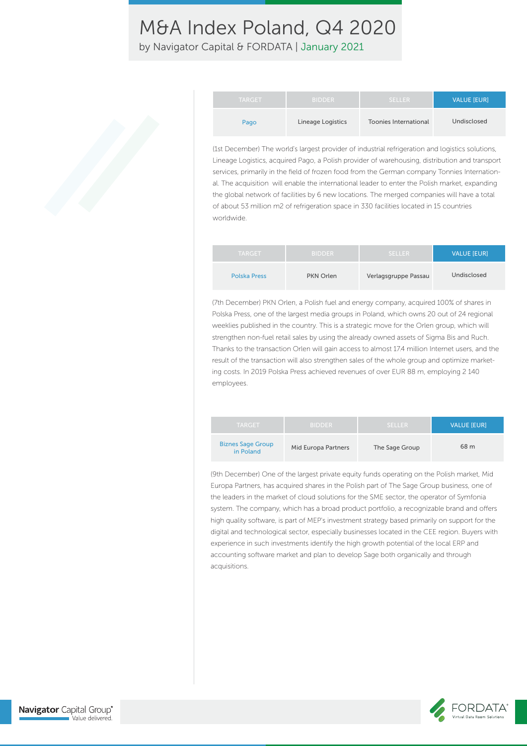| TARGET | BIDDER | SELLER | VALUE [EUR] |
|---|---|---|---|
| Pago | Lineage Logistics | Toonies International | Undisclosed |

(1st December) The world's largest provider of industrial refrigeration and logistics solutions, Lineage Logistics, acquired Pago, a Polish provider of warehousing, distribution and transport services, primarily in the field of frozen food from the German company Tonnies International. The acquisition will enable the international leader to enter the Polish market, expanding the global network of facilities by 6 new locations. The merged companies will have a total of about 53 million m2 of refrigeration space in 330 facilities located in 15 countries worldwide.

| TARGET | BIDDER | SELLER | VALUE [EUR] |
|---|---|---|---|
| Polska Press | PKN Orlen | Verlagsgruppe Passau | Undisclosed |

(7th December) PKN Orlen, a Polish fuel and energy company, acquired 100% of shares in Polska Press, one of the largest media groups in Poland, which owns 20 out of 24 regional weeklies published in the country. This is a strategic move for the Orlen group, which will strengthen non-fuel retail sales by using the already owned assets of Sigma Bis and Ruch. Thanks to the transaction Orlen will gain access to almost 17.4 million Internet users, and the result of the transaction will also strengthen sales of the whole group and optimize marketing costs. In 2019 Polska Press achieved revenues of over EUR 88 m, employing 2 140 employees.

| TARGET | BIDDER | SELLER | VALUE [EUR] |
|---|---|---|---|
| Biznes Sage Group in Poland | Mid Europa Partners | The Sage Group | 68 m |

(9th December) One of the largest private equity funds operating on the Polish market, Mid Europa Partners, has acquired shares in the Polish part of The Sage Group business, one of the leaders in the market of cloud solutions for the SME sector, the operator of Symfonia system. The company, which has a broad product portfolio, a recognizable brand and offers high quality software, is part of MEP's investment strategy based primarily on support for the digital and technological sector, especially businesses located in the CEE region. Buyers with experience in such investments identify the high growth potential of the local ERP and accounting software market and plan to develop Sage both organically and through acquisitions.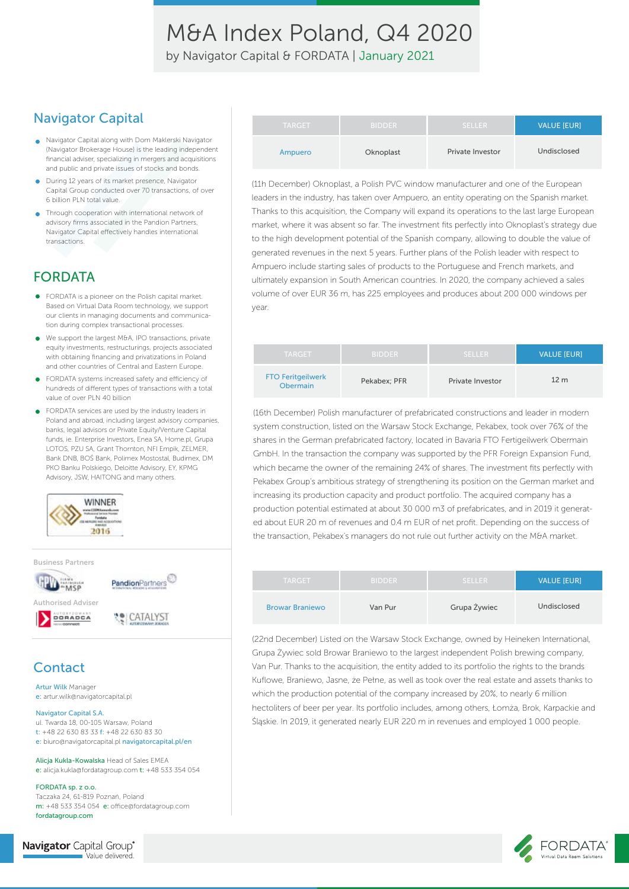# M&A Index Poland, Q4 2020

by Navigator Capital & FORDATA | January 2021

## Navigator Capital

- Navigator Capital along with Dom Maklerski Navigator (Navigator Brokerage House) is the leading independent financial adviser, specializing in mergers and acquisitions and public and private issues of stocks and bonds.
- During 12 years of its market presence, Navigator Capital Group conducted over 70 transactions, of over 6 billion PLN total value.
- Through cooperation with international network of advisory firms associated in the Pandion Partners, Navigator Capital effectively handles international transactions.

## FORDATA

- FORDATA is a pioneer on the Polish capital market. Based on Virtual Data Room technology, we support our clients in managing documents and communication during complex transactional processes.
- We support the largest M&A, IPO transactions, private equity investments, restructurings, projects associated with obtaining financing and privatizations in Poland and other countries of Central and Eastern Europe.
- FORDATA systems increased safety and efficiency of hundreds of different types of transactions with a total value of over PLN 40 billion
- FORDATA services are used by the industry leaders in Poland and abroad, including largest advisory companies, banks, legal advisors or Private Equity/Venture Capital funds, ie. Enterprise Investors, Enea SA, Home.pl, Grupa LOTOS, PZU SA, Grant Thornton, NFI Empik, ZELMER, Bank DNB, BOŚ Bank, Polimex Mostostal, Budimex, DM PKO Banku Polskiego, Deloitte Advisory, EY, KPMG Advisory, JSW, HAITONG and many others.

Business Partners

Authorised Adviser

## Contact

Artur Wilk Manager
e: artur.wilk@navigatorcapital.pl

Navigator Capital S.A.
ul. Twarda 18, 00-105 Warsaw, Poland
t: +48 22 630 83 33 f: +48 22 630 83 30
e: biuro@navigatorcapital.pl navigatorcapital.pl/en

Alicja Kukla-Kowalska Head of Sales EMEA
e: alicja.kukla@fordatagroup.com t: +48 533 354 054

FORDATA sp. z o.o.
Taczaka 24, 61-819 Poznań, Poland
m: +48 533 354 054 e: office@fordatagroup.com
fordatagroup.com

| TARGET | BIDDER | SELLER | VALUE [EUR] |
|---|---|---|---|
| Ampuero | Oknoplast | Private Investor | Undisclosed |

(11h December) Oknoplast, a Polish PVC window manufacturer and one of the European leaders in the industry, has taken over Ampuero, an entity operating on the Spanish market. Thanks to this acquisition, the Company will expand its operations to the last large European market, where it was absent so far. The investment fits perfectly into Oknoplast's strategy due to the high development potential of the Spanish company, allowing to double the value of generated revenues in the next 5 years. Further plans of the Polish leader with respect to Ampuero include starting sales of products to the Portuguese and French markets, and ultimately expansion in South American countries. In 2020, the company achieved a sales volume of over EUR 36 m, has 225 employees and produces about 200 000 windows per year.

| TARGET | BIDDER | SELLER | VALUE [EUR] |
|---|---|---|---|
| FTO Feritgeilwerk Obermain | Pekabex; PFR | Private Investor | 12 m |

(16th December) Polish manufacturer of prefabricated constructions and leader in modern system construction, listed on the Warsaw Stock Exchange, Pekabex, took over 76% of the shares in the German prefabricated factory, located in Bavaria FTO Fertigeilwerk Obermain GmbH. In the transaction the company was supported by the PFR Foreign Expansion Fund, which became the owner of the remaining 24% of shares. The investment fits perfectly with Pekabex Group's ambitious strategy of strengthening its position on the German market and increasing its production capacity and product portfolio. The acquired company has a production potential estimated at about 30 000 m3 of prefabricates, and in 2019 it generated about EUR 20 m of revenues and 0.4 m EUR of net profit. Depending on the success of the transaction, Pekabex's managers do not rule out further activity on the M&A market.

| TARGET | BIDDER | SELLER | VALUE [EUR] |
|---|---|---|---|
| Browar Braniewo | Van Pur | Grupa Żywiec | Undisclosed |

(22nd December) Listed on the Warsaw Stock Exchange, owned by Heineken International, Grupa Żywiec sold Browar Braniewo to the largest independent Polish brewing company, Van Pur. Thanks to the acquisition, the entity added to its portfolio the rights to the brands Kuflowe, Braniewo, Jasne, że Pełne, as well as took over the real estate and assets thanks to which the production potential of the company increased by 20%, to nearly 6 million hectoliters of beer per year. Its portfolio includes, among others, Łomża, Brok, Karpackie and Śląskie. In 2019, it generated nearly EUR 220 m in revenues and employed 1 000 people.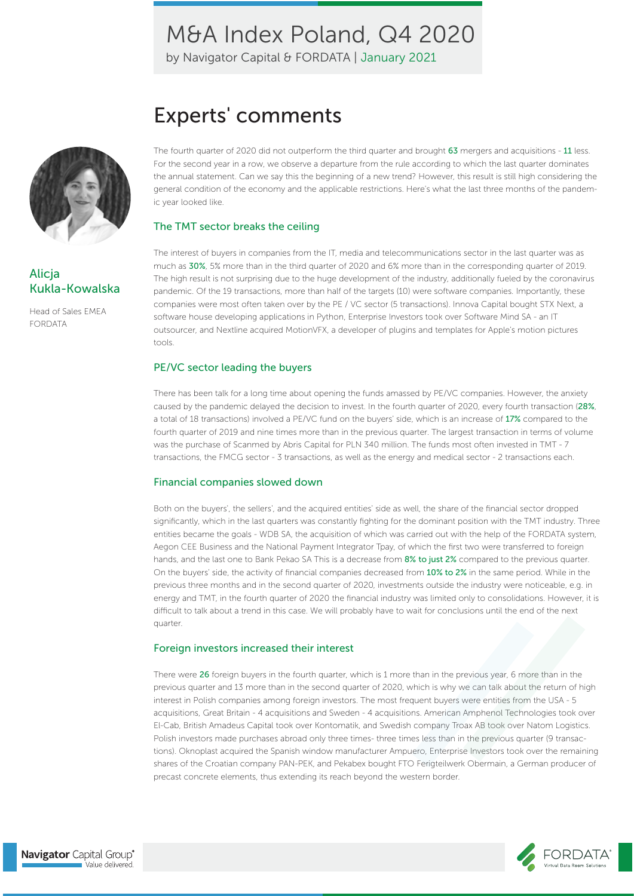# M&A Index Poland, Q4 2020

by Navigator Capital & FORDATA | January 2021

## Experts' comments

**Alicja Kukla-Kowalska**

Head of Sales EMEA FORDATA

The fourth quarter of 2020 did not outperform the third quarter and brought 63 mergers and acquisitions - 11 less. For the second year in a row, we observe a departure from the rule according to which the last quarter dominates the annual statement. Can we say this the beginning of a new trend? However, this result is still high considering the general condition of the economy and the applicable restrictions. Here's what the last three months of the pandemic year looked like.

### The TMT sector breaks the ceiling

The interest of buyers in companies from the IT, media and telecommunications sector in the last quarter was as much as 30%, 5% more than in the third quarter of 2020 and 6% more than in the corresponding quarter of 2019. The high result is not surprising due to the huge development of the industry, additionally fueled by the coronavirus pandemic. Of the 19 transactions, more than half of the targets (10) were software companies. Importantly, these companies were most often taken over by the PE / VC sector (5 transactions). Innova Capital bought STX Next, a software house developing applications in Python, Enterprise Investors took over Software Mind SA - an IT outsourcer, and Nextline acquired MotionVFX, a developer of plugins and templates for Apple's motion pictures tools.

### PE/VC sector leading the buyers

There has been talk for a long time about opening the funds amassed by PE/VC companies. However, the anxiety caused by the pandemic delayed the decision to invest. In the fourth quarter of 2020, every fourth transaction (28%, a total of 18 transactions) involved a PE/VC fund on the buyers' side, which is an increase of 17% compared to the fourth quarter of 2019 and nine times more than in the previous quarter. The largest transaction in terms of volume was the purchase of Scanmed by Abris Capital for PLN 340 million. The funds most often invested in TMT - 7 transactions, the FMCG sector - 3 transactions, as well as the energy and medical sector - 2 transactions each.

### Financial companies slowed down

Both on the buyers', the sellers', and the acquired entities' side as well, the share of the financial sector dropped significantly, which in the last quarters was constantly fighting for the dominant position with the TMT industry. Three entities became the goals - WDB SA, the acquisition of which was carried out with the help of the FORDATA system, Aegon CEE Business and the National Payment Integrator Tpay, of which the first two were transferred to foreign hands, and the last one to Bank Pekao SA This is a decrease from 8% to just 2% compared to the previous quarter. On the buyers' side, the activity of financial companies decreased from 10% to 2% in the same period. While in the previous three months and in the second quarter of 2020, investments outside the industry were noticeable, e.g. in energy and TMT, in the fourth quarter of 2020 the financial industry was limited only to consolidations. However, it is difficult to talk about a trend in this case. We will probably have to wait for conclusions until the end of the next quarter.

### Foreign investors increased their interest

There were 26 foreign buyers in the fourth quarter, which is 1 more than in the previous year, 6 more than in the previous quarter and 13 more than in the second quarter of 2020, which is why we can talk about the return of high interest in Polish companies among foreign investors. The most frequent buyers were entities from the USA - 5 acquisitions, Great Britain - 4 acquisitions and Sweden - 4 acquisitions. American Amphenol Technologies took over El-Cab, British Amadeus Capital took over Kontomatik, and Swedish company Troax AB took over Natom Logistics. Polish investors made purchases abroad only three times- three times less than in the previous quarter (9 transactions). Oknoplast acquired the Spanish window manufacturer Ampuero, Enterprise Investors took over the remaining shares of the Croatian company PAN-PEK, and Pekabex bought FTO Ferigteilwerk Obermain, a German producer of precast concrete elements, thus extending its reach beyond the western border.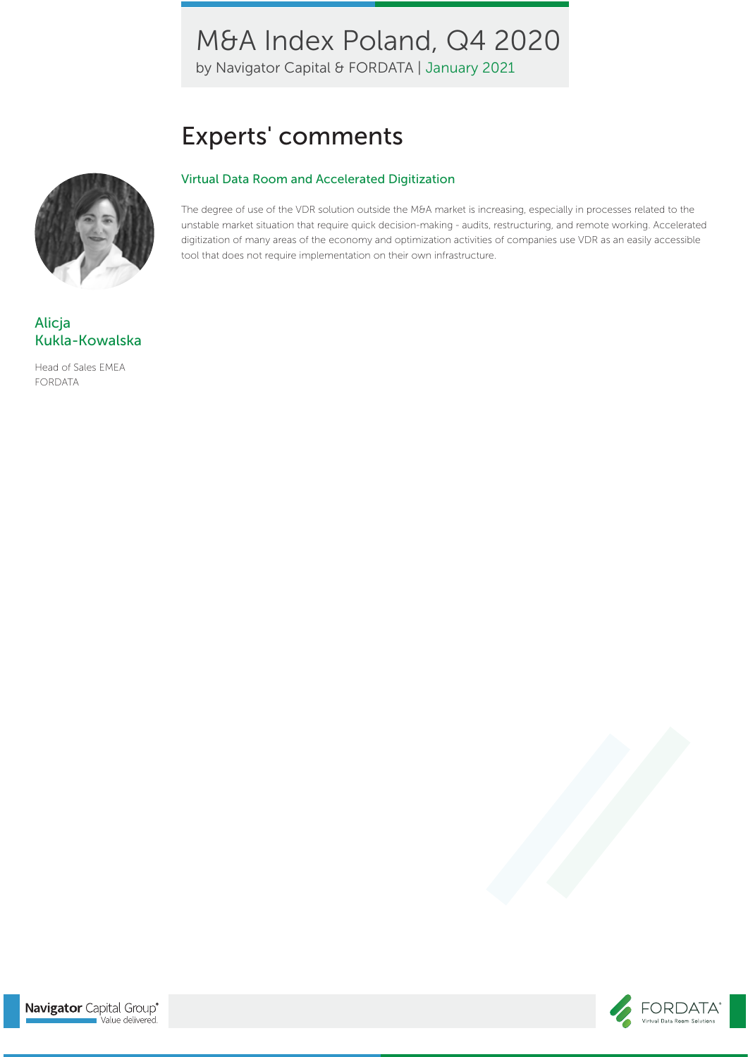## Experts' comments

### Virtual Data Room and Accelerated Digitization

The degree of use of the VDR solution outside the M&A market is increasing, especially in processes related to the unstable market situation that require quick decision-making - audits, restructuring, and remote working. Accelerated digitization of many areas of the economy and optimization activities of companies use VDR as an easily accessible tool that does not require implementation on their own infrastructure.

**Alicja Kukla-Kowalska**

Head of Sales EMEA
FORDATA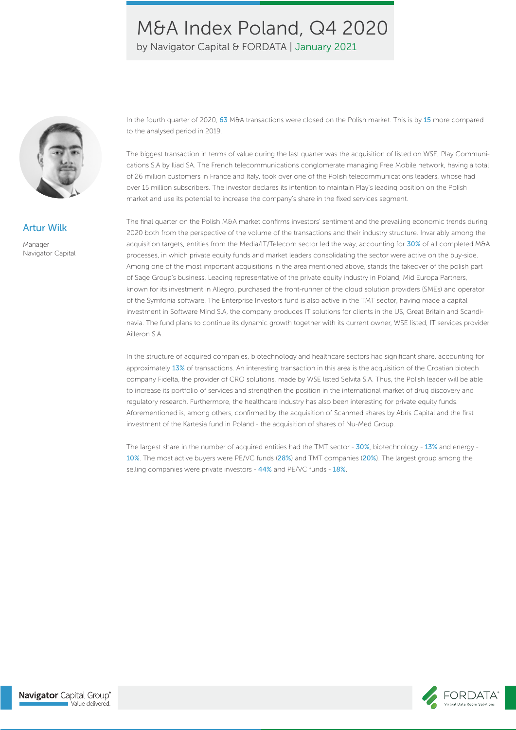# M&A Index Poland, Q4 2020

by Navigator Capital & FORDATA | January 2021

**Artur Wilk**

Manager
Navigator Capital

In the fourth quarter of 2020, 63 M&A transactions were closed on the Polish market. This is by 15 more compared to the analysed period in 2019.

The biggest transaction in terms of value during the last quarter was the acquisition of listed on WSE, Play Communications S.A by Iliad SA. The French telecommunications conglomerate managing Free Mobile network, having a total of 26 million customers in France and Italy, took over one of the Polish telecommunications leaders, whose had over 15 million subscribers. The investor declares its intention to maintain Play's leading position on the Polish market and use its potential to increase the company's share in the fixed services segment.

The final quarter on the Polish M&A market confirms investors' sentiment and the prevailing economic trends during 2020 both from the perspective of the volume of the transactions and their industry structure. Invariably among the acquisition targets, entities from the Media/IT/Telecom sector led the way, accounting for 30% of all completed M&A processes, in which private equity funds and market leaders consolidating the sector were active on the buy-side. Among one of the most important acquisitions in the area mentioned above, stands the takeover of the polish part of Sage Group's business. Leading representative of the private equity industry in Poland, Mid Europa Partners, known for its investment in Allegro, purchased the front-runner of the cloud solution providers (SMEs) and operator of the Symfonia software. The Enterprise Investors fund is also active in the TMT sector, having made a capital investment in Software Mind S.A, the company produces IT solutions for clients in the US, Great Britain and Scandinavia. The fund plans to continue its dynamic growth together with its current owner, WSE listed, IT services provider Ailleron S.A.

In the structure of acquired companies, biotechnology and healthcare sectors had significant share, accounting for approximately 13% of transactions. An interesting transaction in this area is the acquisition of the Croatian biotech company Fidelta, the provider of CRO solutions, made by WSE listed Selvita S.A. Thus, the Polish leader will be able to increase its portfolio of services and strengthen the position in the international market of drug discovery and regulatory research. Furthermore, the healthcare industry has also been interesting for private equity funds. Aforementioned is, among others, confirmed by the acquisition of Scanmed shares by Abris Capital and the first investment of the Kartesia fund in Poland - the acquisition of shares of Nu-Med Group.

The largest share in the number of acquired entities had the TMT sector - 30%, biotechnology - 13% and energy - 10%. The most active buyers were PE/VC funds (28%) and TMT companies (20%). The largest group among the selling companies were private investors - 44% and PE/VC funds - 18%.